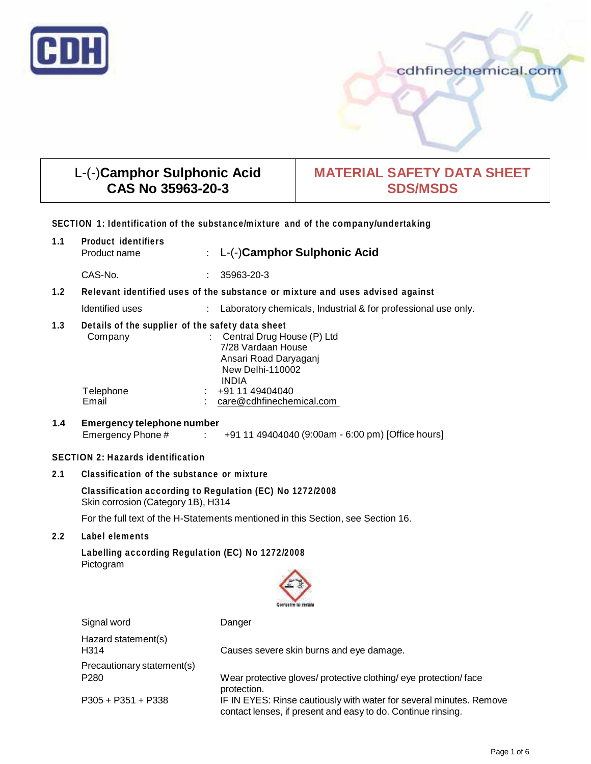| L-(-)**Camphor Sulphonic Acid** **CAS No 35963-20-3** | **MATERIAL SAFETY DATA SHEET SDS/MSDS** |
|---|---|

### SECTION 1: Identification of the substance/mixture and of the company/undertaking

**1.1 Product identifiers**

Product name : L-(-)**Camphor Sulphonic Acid**

CAS-No. : 35963-20-3

**1.2 Relevant identified uses of the substance or mixture and uses advised against**

Identified uses : Laboratory chemicals, Industrial & for professional use only.

**1.3 Details of the supplier of the safety data sheet**

Company : Central Drug House (P) Ltd
7/28 Vardaan House
Ansari Road Daryaganj
New Delhi-110002
INDIA

Telephone : +91 11 49404040
Email : care@cdhfinechemical.com

**1.4 Emergency telephone number**

Emergency Phone # : +91 11 49404040 (9:00am - 6:00 pm) [Office hours]

### SECTION 2: Hazards identification

**2.1 Classification of the substance or mixture**

**Classification according to Regulation (EC) No 1272/2008**
Skin corrosion (Category 1B), H314

For the full text of the H-Statements mentioned in this Section, see Section 16.

**2.2 Label elements**

**Labelling according Regulation (EC) No 1272/2008**
Pictogram

Corrosive to metals

Signal word: Danger

Hazard statement(s)
H314 Causes severe skin burns and eye damage.

Precautionary statement(s)
P280 Wear protective gloves/ protective clothing/ eye protection/ face protection.

P305 + P351 + P338 IF IN EYES: Rinse cautiously with water for several minutes. Remove contact lenses, if present and easy to do. Continue rinsing.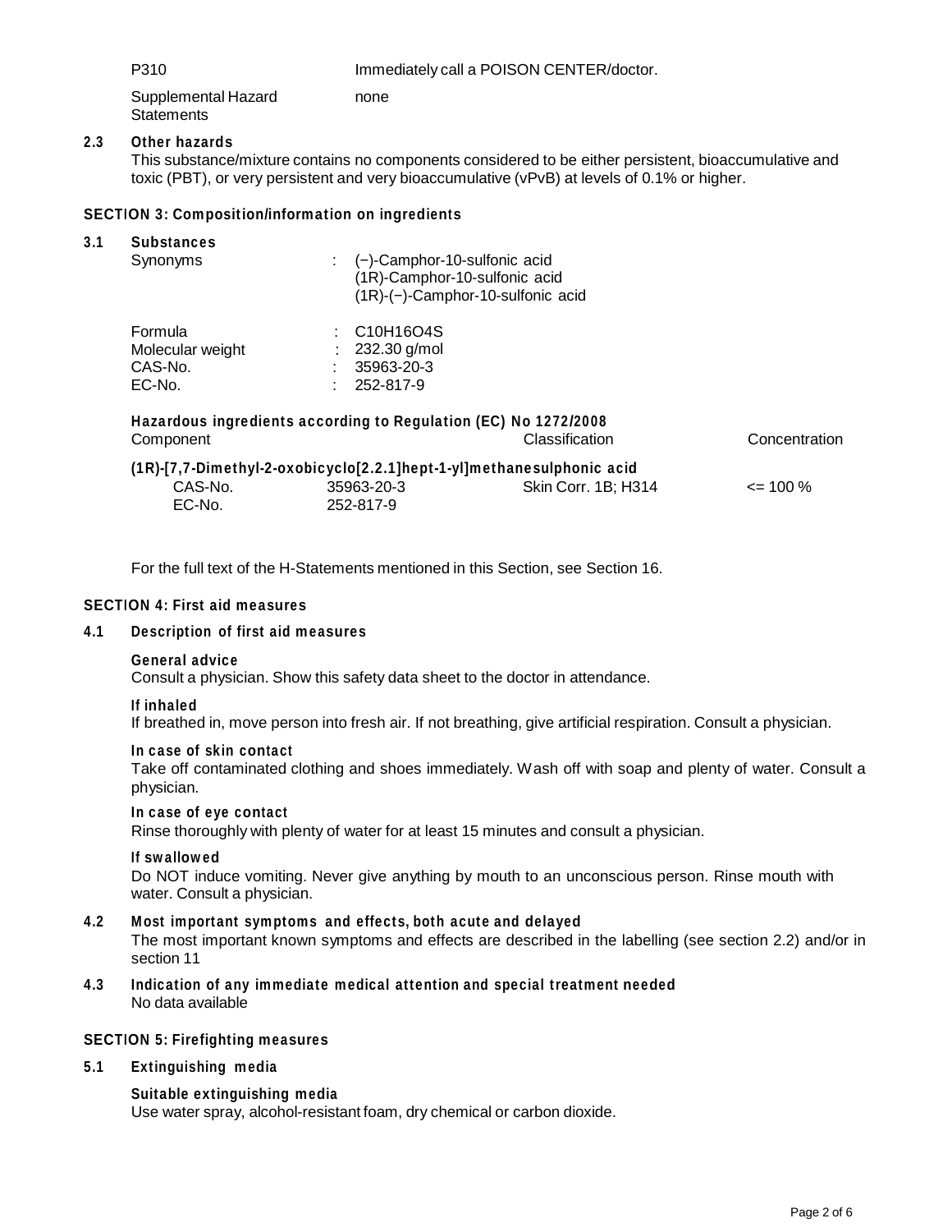| | |
|---|---|
| P310 | Immediately call a POISON CENTER/doctor. |
| Supplemental Hazard Statements | none |

**2.3 Other hazards**

This substance/mixture contains no components considered to be either persistent, bioaccumulative and toxic (PBT), or very persistent and very bioaccumulative (vPvB) at levels of 0.1% or higher.

## SECTION 3: Composition/information on ingredients

**3.1 Substances**

| | | |
|---|---|---|
| Synonyms | : | (−)-Camphor-10-sulfonic acid<br>(1R)-Camphor-10-sulfonic acid<br>(1R)-(−)-Camphor-10-sulfonic acid |
| Formula | : | C10H16O4S |
| Molecular weight | : | 232.30 g/mol |
| CAS-No. | : | 35963-20-3 |
| EC-No. | : | 252-817-9 |

**Hazardous ingredients according to Regulation (EC) No 1272/2008**

| Component | | Classification | Concentration |
|---|---|---|---|
| **(1R)-[7,7-Dimethyl-2-oxobicyclo[2.2.1]hept-1-yl]methanesulphonic acid** | | | |
| CAS-No. | 35963-20-3 | Skin Corr. 1B; H314 | <= 100 % |
| EC-No. | 252-817-9 | | |

For the full text of the H-Statements mentioned in this Section, see Section 16.

## SECTION 4: First aid measures

**4.1 Description of first aid measures**

**General advice**

Consult a physician. Show this safety data sheet to the doctor in attendance.

**If inhaled**

If breathed in, move person into fresh air. If not breathing, give artificial respiration. Consult a physician.

**In case of skin contact**

Take off contaminated clothing and shoes immediately. Wash off with soap and plenty of water. Consult a physician.

**In case of eye contact**

Rinse thoroughly with plenty of water for at least 15 minutes and consult a physician.

**If swallowed**

Do NOT induce vomiting. Never give anything by mouth to an unconscious person. Rinse mouth with water. Consult a physician.

**4.2 Most important symptoms and effects, both acute and delayed**

The most important known symptoms and effects are described in the labelling (see section 2.2) and/or in section 11

**4.3 Indication of any immediate medical attention and special treatment needed**

No data available

## SECTION 5: Firefighting measures

**5.1 Extinguishing media**

**Suitable extinguishing media**

Use water spray, alcohol-resistant foam, dry chemical or carbon dioxide.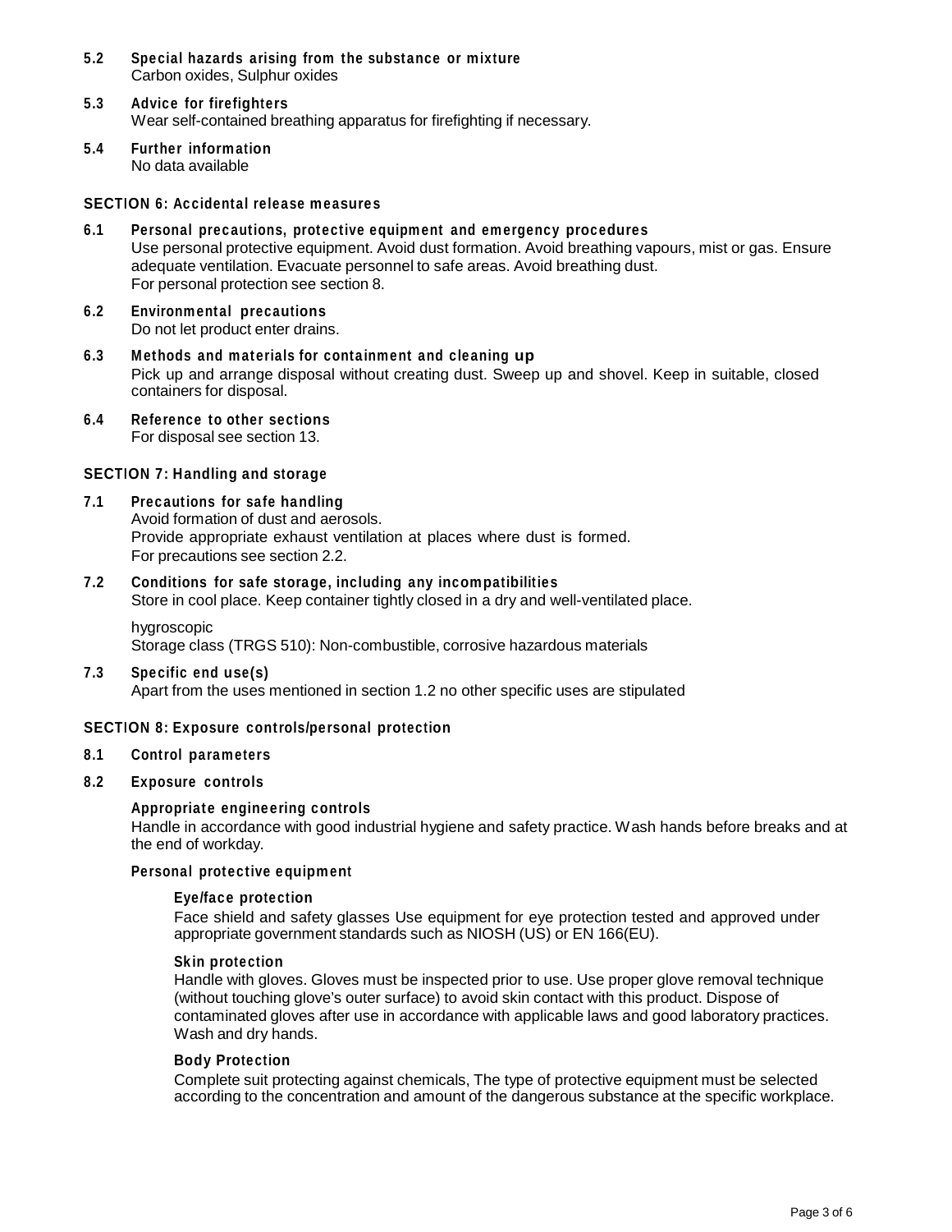**5.2 Special hazards arising from the substance or mixture**
Carbon oxides, Sulphur oxides

**5.3 Advice for firefighters**
Wear self-contained breathing apparatus for firefighting if necessary.

**5.4 Further information**
No data available

## SECTION 6: Accidental release measures

**6.1 Personal precautions, protective equipment and emergency procedures**
Use personal protective equipment. Avoid dust formation. Avoid breathing vapours, mist or gas. Ensure adequate ventilation. Evacuate personnel to safe areas. Avoid breathing dust.
For personal protection see section 8.

**6.2 Environmental precautions**
Do not let product enter drains.

**6.3 Methods and materials for containment and cleaning up**
Pick up and arrange disposal without creating dust. Sweep up and shovel. Keep in suitable, closed containers for disposal.

**6.4 Reference to other sections**
For disposal see section 13.

## SECTION 7: Handling and storage

**7.1 Precautions for safe handling**
Avoid formation of dust and aerosols.
Provide appropriate exhaust ventilation at places where dust is formed.
For precautions see section 2.2.

**7.2 Conditions for safe storage, including any incompatibilities**
Store in cool place. Keep container tightly closed in a dry and well-ventilated place.

hygroscopic
Storage class (TRGS 510): Non-combustible, corrosive hazardous materials

**7.3 Specific end use(s)**
Apart from the uses mentioned in section 1.2 no other specific uses are stipulated

## SECTION 8: Exposure controls/personal protection

**8.1 Control parameters**

**8.2 Exposure controls**

**Appropriate engineering controls**
Handle in accordance with good industrial hygiene and safety practice. Wash hands before breaks and at the end of workday.

**Personal protective equipment**

**Eye/face protection**
Face shield and safety glasses Use equipment for eye protection tested and approved under appropriate government standards such as NIOSH (US) or EN 166(EU).

**Skin protection**
Handle with gloves. Gloves must be inspected prior to use. Use proper glove removal technique (without touching glove's outer surface) to avoid skin contact with this product. Dispose of contaminated gloves after use in accordance with applicable laws and good laboratory practices. Wash and dry hands.

**Body Protection**
Complete suit protecting against chemicals, The type of protective equipment must be selected according to the concentration and amount of the dangerous substance at the specific workplace.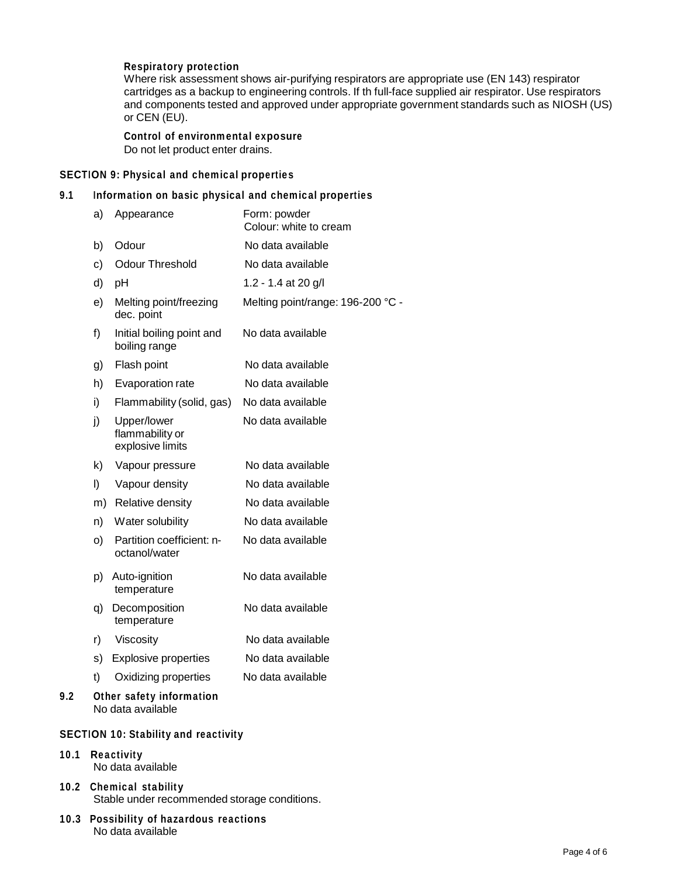**Respiratory protection**

Where risk assessment shows air-purifying respirators are appropriate use (EN 143) respirator cartridges as a backup to engineering controls. If th full-face supplied air respirator. Use respirators and components tested and approved under appropriate government standards such as NIOSH (US) or CEN (EU).

**Control of environmental exposure**

Do not let product enter drains.

## SECTION 9: Physical and chemical properties

### 9.1 Information on basic physical and chemical properties

| | | |
|---|---|---|
| a) | Appearance | Form: powder<br>Colour: white to cream |
| b) | Odour | No data available |
| c) | Odour Threshold | No data available |
| d) | pH | 1.2 - 1.4 at 20 g/l |
| e) | Melting point/freezing dec. point | Melting point/range: 196-200 °C - |
| f) | Initial boiling point and boiling range | No data available |
| g) | Flash point | No data available |
| h) | Evaporation rate | No data available |
| i) | Flammability (solid, gas) | No data available |
| j) | Upper/lower flammability or explosive limits | No data available |
| k) | Vapour pressure | No data available |
| l) | Vapour density | No data available |
| m) | Relative density | No data available |
| n) | Water solubility | No data available |
| o) | Partition coefficient: n-octanol/water | No data available |
| p) | Auto-ignition temperature | No data available |
| q) | Decomposition temperature | No data available |
| r) | Viscosity | No data available |
| s) | Explosive properties | No data available |
| t) | Oxidizing properties | No data available |

### 9.2 Other safety information

No data available

## SECTION 10: Stability and reactivity

### 10.1 Reactivity

No data available

### 10.2 Chemical stability

Stable under recommended storage conditions.

### 10.3 Possibility of hazardous reactions

No data available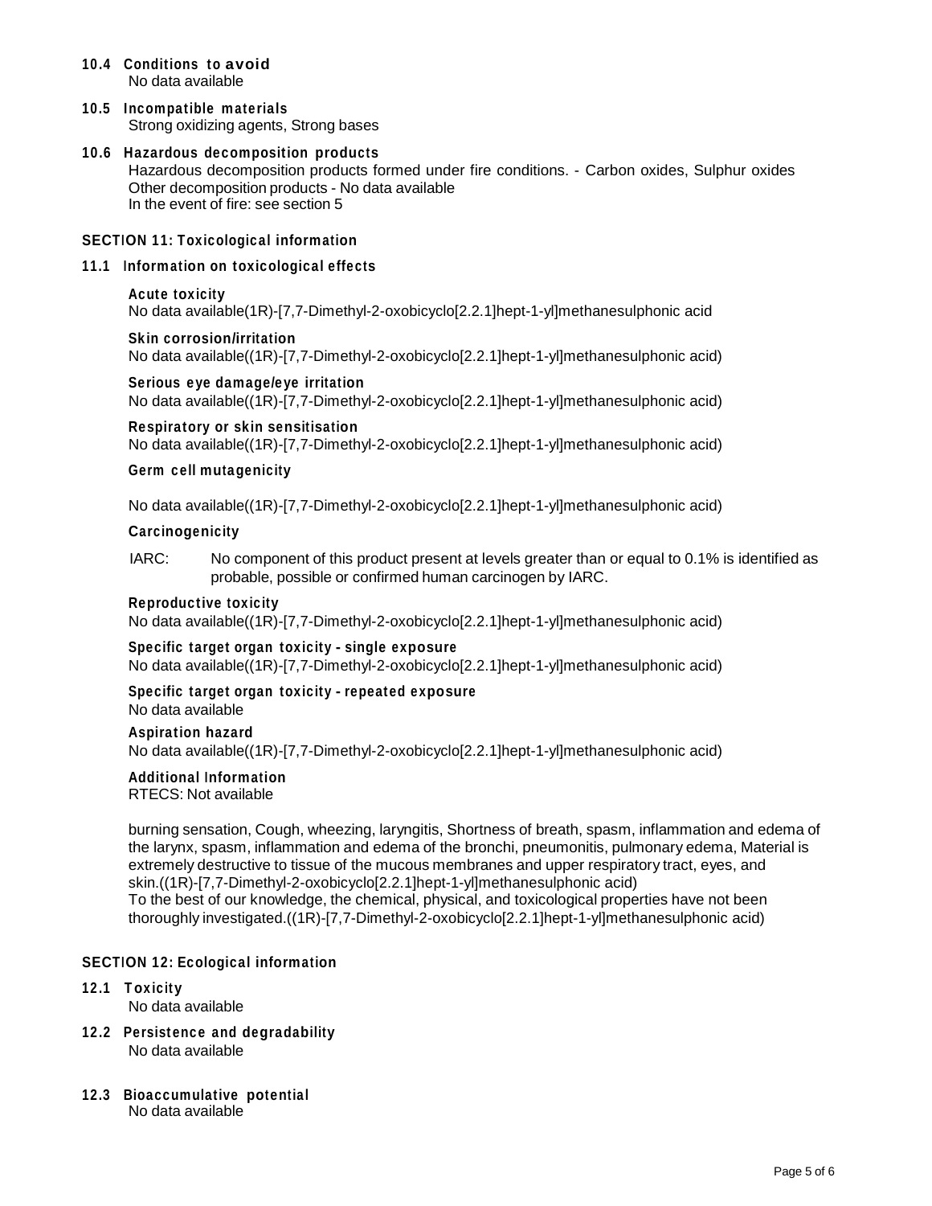### 10.4 Conditions to avoid
No data available

### 10.5 Incompatible materials
Strong oxidizing agents, Strong bases

### 10.6 Hazardous decomposition products
Hazardous decomposition products formed under fire conditions. - Carbon oxides, Sulphur oxides
Other decomposition products - No data available
In the event of fire: see section 5

## SECTION 11: Toxicological information

### 11.1 Information on toxicological effects

**Acute toxicity**
No data available(1R)-[7,7-Dimethyl-2-oxobicyclo[2.2.1]hept-1-yl]methanesulphonic acid

**Skin corrosion/irritation**
No data available((1R)-[7,7-Dimethyl-2-oxobicyclo[2.2.1]hept-1-yl]methanesulphonic acid)

**Serious eye damage/eye irritation**
No data available((1R)-[7,7-Dimethyl-2-oxobicyclo[2.2.1]hept-1-yl]methanesulphonic acid)

**Respiratory or skin sensitisation**
No data available((1R)-[7,7-Dimethyl-2-oxobicyclo[2.2.1]hept-1-yl]methanesulphonic acid)

**Germ cell mutagenicity**

No data available((1R)-[7,7-Dimethyl-2-oxobicyclo[2.2.1]hept-1-yl]methanesulphonic acid)

**Carcinogenicity**

IARC: No component of this product present at levels greater than or equal to 0.1% is identified as probable, possible or confirmed human carcinogen by IARC.

**Reproductive toxicity**
No data available((1R)-[7,7-Dimethyl-2-oxobicyclo[2.2.1]hept-1-yl]methanesulphonic acid)

**Specific target organ toxicity - single exposure**
No data available((1R)-[7,7-Dimethyl-2-oxobicyclo[2.2.1]hept-1-yl]methanesulphonic acid)

**Specific target organ toxicity - repeated exposure**
No data available

**Aspiration hazard**
No data available((1R)-[7,7-Dimethyl-2-oxobicyclo[2.2.1]hept-1-yl]methanesulphonic acid)

**Additional Information**
RTECS: Not available

burning sensation, Cough, wheezing, laryngitis, Shortness of breath, spasm, inflammation and edema of the larynx, spasm, inflammation and edema of the bronchi, pneumonitis, pulmonary edema, Material is extremely destructive to tissue of the mucous membranes and upper respiratory tract, eyes, and skin.((1R)-[7,7-Dimethyl-2-oxobicyclo[2.2.1]hept-1-yl]methanesulphonic acid)
To the best of our knowledge, the chemical, physical, and toxicological properties have not been thoroughly investigated.((1R)-[7,7-Dimethyl-2-oxobicyclo[2.2.1]hept-1-yl]methanesulphonic acid)

## SECTION 12: Ecological information

### 12.1 Toxicity
No data available

### 12.2 Persistence and degradability
No data available

### 12.3 Bioaccumulative potential
No data available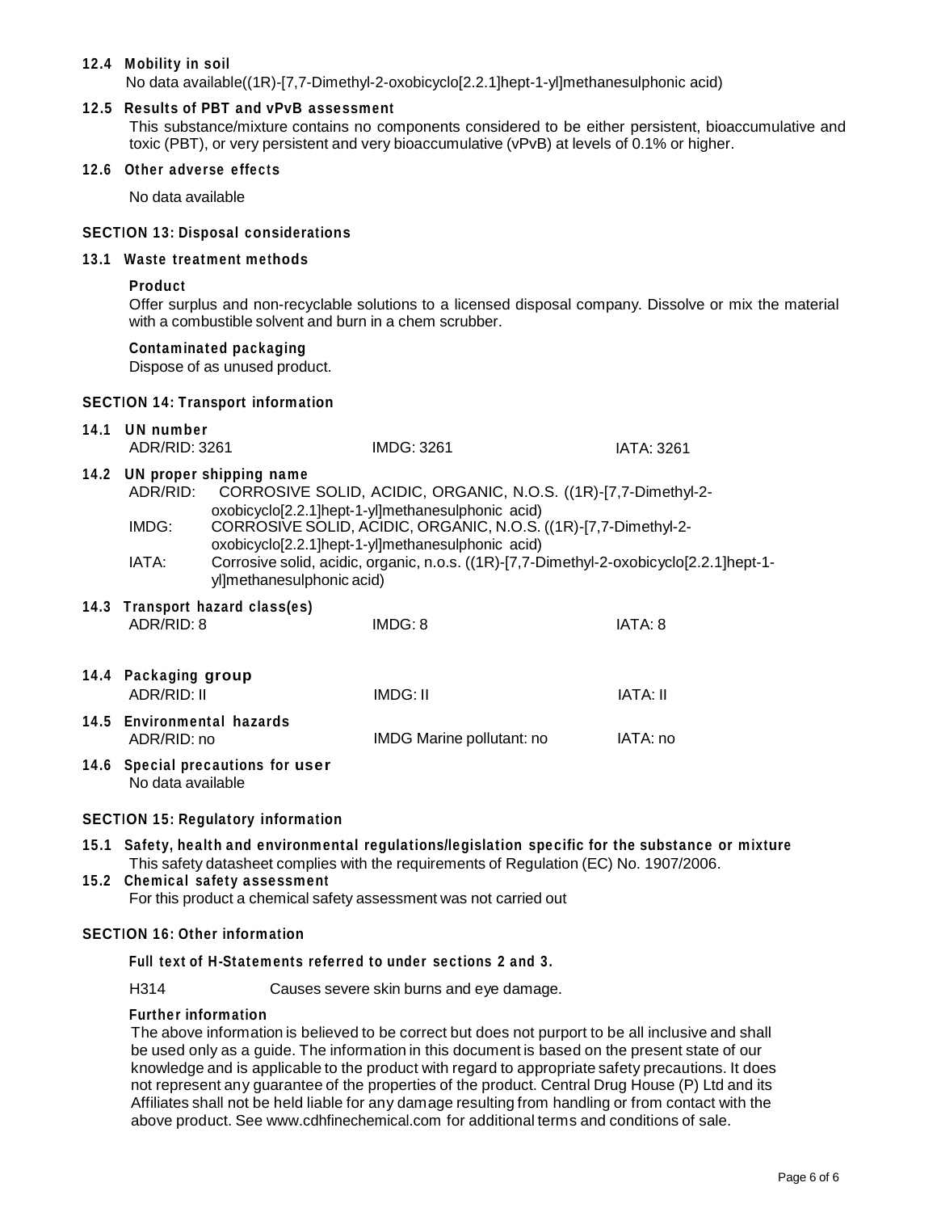### 12.4 Mobility in soil

No data available((1R)-[7,7-Dimethyl-2-oxobicyclo[2.2.1]hept-1-yl]methanesulphonic acid)

### 12.5 Results of PBT and vPvB assessment

This substance/mixture contains no components considered to be either persistent, bioaccumulative and toxic (PBT), or very persistent and very bioaccumulative (vPvB) at levels of 0.1% or higher.

### 12.6 Other adverse effects

No data available

## SECTION 13: Disposal considerations

### 13.1 Waste treatment methods

**Product**

Offer surplus and non-recyclable solutions to a licensed disposal company. Dissolve or mix the material with a combustible solvent and burn in a chem scrubber.

**Contaminated packaging**

Dispose of as unused product.

## SECTION 14: Transport information

### 14.1 UN number

| | | |
|---|---|---|
| ADR/RID: 3261 | IMDG: 3261 | IATA: 3261 |

### 14.2 UN proper shipping name

ADR/RID: CORROSIVE SOLID, ACIDIC, ORGANIC, N.O.S. ((1R)-[7,7-Dimethyl-2-oxobicyclo[2.2.1]hept-1-yl]methanesulphonic acid)

IMDG: CORROSIVE SOLID, ACIDIC, ORGANIC, N.O.S. ((1R)-[7,7-Dimethyl-2-oxobicyclo[2.2.1]hept-1-yl]methanesulphonic acid)

IATA: Corrosive solid, acidic, organic, n.o.s. ((1R)-[7,7-Dimethyl-2-oxobicyclo[2.2.1]hept-1-yl]methanesulphonic acid)

### 14.3 Transport hazard class(es)

| | | |
|---|---|---|
| ADR/RID: 8 | IMDG: 8 | IATA: 8 |

### 14.4 Packaging group

| | | |
|---|---|---|
| ADR/RID: II | IMDG: II | IATA: II |

### 14.5 Environmental hazards

| | | |
|---|---|---|
| ADR/RID: no | IMDG Marine pollutant: no | IATA: no |

### 14.6 Special precautions for user

No data available

## SECTION 15: Regulatory information

### 15.1 Safety, health and environmental regulations/legislation specific for the substance or mixture

This safety datasheet complies with the requirements of Regulation (EC) No. 1907/2006.

### 15.2 Chemical safety assessment

For this product a chemical safety assessment was not carried out

## SECTION 16: Other information

**Full text of H-Statements referred to under sections 2 and 3.**

H314 Causes severe skin burns and eye damage.

**Further information**

The above information is believed to be correct but does not purport to be all inclusive and shall be used only as a guide. The information in this document is based on the present state of our knowledge and is applicable to the product with regard to appropriate safety precautions. It does not represent any guarantee of the properties of the product. Central Drug House (P) Ltd and its Affiliates shall not be held liable for any damage resulting from handling or from contact with the above product. See www.cdhfinechemical.com for additional terms and conditions of sale.